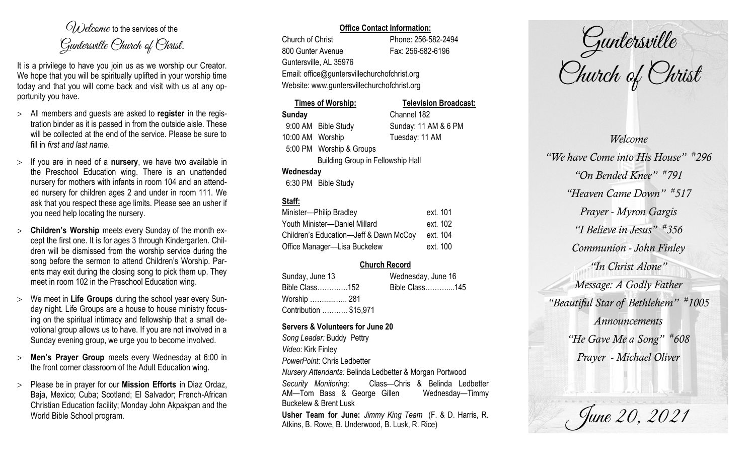*Welcome* to the services of the *Guntersville Church of Christ*.

It is a privilege to have you join us as we worship our Creator. We hope that you will be spiritually uplifted in your worship time today and that you will come back and visit with us at any opportunity you have.

- All members and guests are asked to **register** in the registration binder as it is passed in from the outside aisle. These will be collected at the end of the service. Please be sure to fill in *first and last name*.
- If you are in need of a **nursery**, we have two available in the Preschool Education wing. There is an unattended nursery for mothers with infants in room 104 and an attended nursery for children ages 2 and under in room 111. We ask that you respect these age limits. Please see an usher if you need help locating the nursery.
- **Children's Worship** meets every Sunday of the month except the first one. It is for ages 3 through Kindergarten. Children will be dismissed from the worship service during the song before the sermon to attend Children's Worship. Parents may exit during the closing song to pick them up. They meet in room 102 in the Preschool Education wing.
- We meet in **Life Groups** during the school year every Sunday night. Life Groups are a house to house ministry focusing on the spiritual intimacy and fellowship that a small devotional group allows us to have. If you are not involved in a Sunday evening group, we urge you to become involved.
- **Men's Prayer Group** meets every Wednesday at 6:00 in the front corner classroom of the Adult Education wing.
- Please be in prayer for our **Mission Efforts** in Diaz Ordaz, Baja, Mexico; Cuba; Scotland; El Salvador; French-African Christian Education facility; Monday John Akpakpan and the World Bible School program.

**Office Contact Information:**

Church of Christ — Phone: 256-582-2494
800 Gunter Avenue — Fax: 256-582-6196
Guntersville, AL 35976
Email: office@guntersvillechurchofchrist.org
Website: www.guntersvillechurchofchrist.org

**Times of Worship:**

**Sunday**
9:00 AM Bible Study
10:00 AM Worship
5:00 PM Worship & Groups
Building Group in Fellowship Hall

**Wednesday**
6:30 PM Bible Study

**Television Broadcast:**

Channel 182
Sunday: 11 AM & 6 PM
Tuesday: 11 AM

**Staff:**

| | |
|---|---|
| Minister—Philip Bradley | ext. 101 |
| Youth Minister—Daniel Millard | ext. 102 |
| Children's Education—Jeff & Dawn McCoy | ext. 104 |
| Office Manager—Lisa Buckelew | ext. 100 |

**Church Record**

| Sunday, June 13 | Wednesday, June 16 |
|---|---|
| Bible Class………….152 | Bible Class………....145 |
| Worship ……....….. 281 | |
| Contribution ……….. $15,971 | |

**Servers & Volunteers for June 20**

*Song Leader:* Buddy Pettry
*Video*: Kirk Finley
*PowerPoint*: Chris Ledbetter
*Nursery Attendants:* Belinda Ledbetter & Morgan Portwood
*Security Monitoring*: Class—Chris & Belinda Ledbetter AM—Tom Bass & George Gillen Wednesday—Timmy Buckelew & Brent Lusk

**Usher Team for June:** *Jimmy King Team* (F. & D. Harris, R. Atkins, B. Rowe, B. Underwood, B. Lusk, R. Rice)

# Guntersville Church of Christ

*Welcome*
*"We have Come into His House" #296*
*"On Bended Knee" #791*
*"Heaven Came Down" #517*
*Prayer - Myron Gargis*
*"I Believe in Jesus" #356*
*Communion - John Finley*
*"In Christ Alone"*
*Message: A Godly Father*
*"Beautiful Star of Bethlehem" #1005*
*Announcements*
*"He Gave Me a Song" #608*
*Prayer - Michael Oliver*

*June 20, 2021*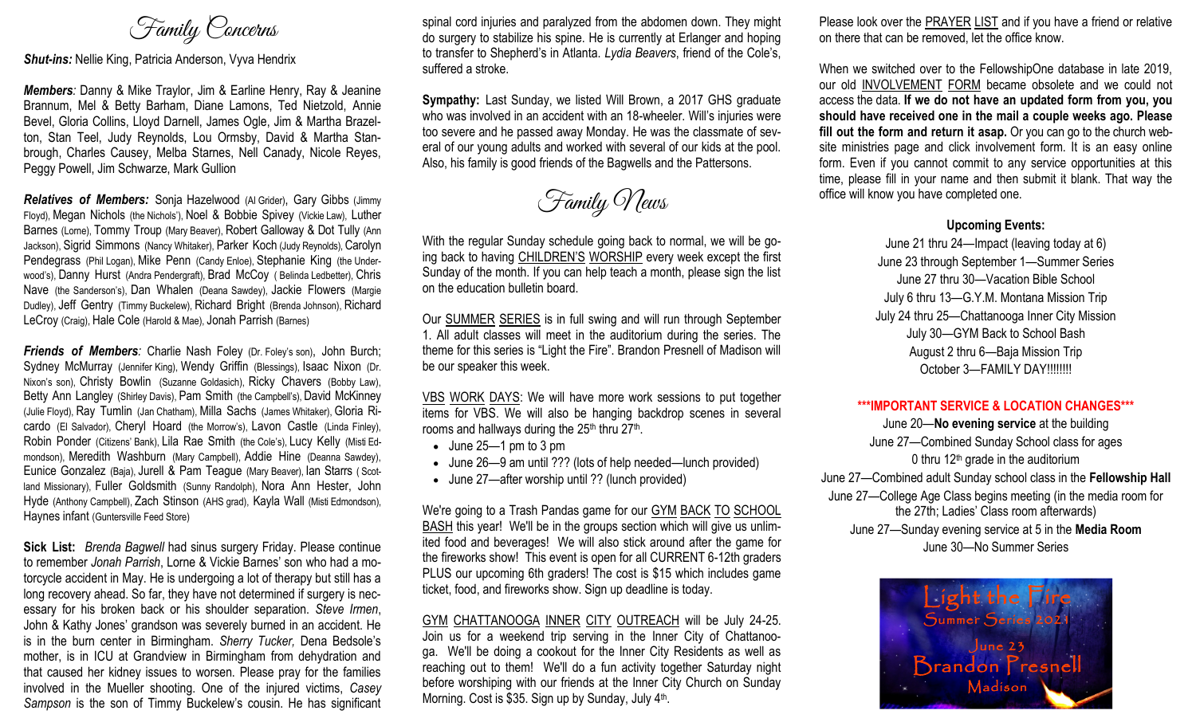# Family Concerns

***Shut-ins:*** Nellie King, Patricia Anderson, Vyva Hendrix

***Members:*** Danny & Mike Traylor, Jim & Earline Henry, Ray & Jeanine Brannum, Mel & Betty Barham, Diane Lamons, Ted Nietzold, Annie Bevel, Gloria Collins, Lloyd Darnell, James Ogle, Jim & Martha Brazelton, Stan Teel, Judy Reynolds, Lou Ormsby, David & Martha Stanbrough, Charles Causey, Melba Starnes, Nell Canady, Nicole Reyes, Peggy Powell, Jim Schwarze, Mark Gullion

***Relatives of Members:*** Sonja Hazelwood (Al Grider), Gary Gibbs (Jimmy Floyd), Megan Nichols (the Nichols'), Noel & Bobbie Spivey (Vickie Law), Luther Barnes (Lorne), Tommy Troup (Mary Beaver), Robert Galloway & Dot Tully (Ann Jackson), Sigrid Simmons (Nancy Whitaker), Parker Koch (Judy Reynolds), Carolyn Pendegrass (Phil Logan), Mike Penn (Candy Enloe), Stephanie King (the Underwood's), Danny Hurst (Andra Pendergraft), Brad McCoy ( Belinda Ledbetter), Chris Nave (the Sanderson's), Dan Whalen (Deana Sawdey), Jackie Flowers (Margie Dudley), Jeff Gentry (Timmy Buckelew), Richard Bright (Brenda Johnson), Richard LeCroy (Craig), Hale Cole (Harold & Mae), Jonah Parrish (Barnes)

***Friends of Members:*** Charlie Nash Foley (Dr. Foley's son), John Burch; Sydney McMurray (Jennifer King), Wendy Griffin (Blessings), Isaac Nixon (Dr. Nixon's son), Christy Bowlin (Suzanne Goldasich), Ricky Chavers (Bobby Law), Betty Ann Langley (Shirley Davis), Pam Smith (the Campbell's), David McKinney (Julie Floyd), Ray Tumlin (Jan Chatham), Milla Sachs (James Whitaker), Gloria Ricardo (El Salvador), Cheryl Hoard (the Morrow's), Lavon Castle (Linda Finley), Robin Ponder (Citizens' Bank), Lila Rae Smith (the Cole's), Lucy Kelly (Misti Edmondson), Meredith Washburn (Mary Campbell), Addie Hine (Deanna Sawdey), Eunice Gonzalez (Baja), Jurell & Pam Teague (Mary Beaver), Ian Starrs ( Scotland Missionary), Fuller Goldsmith (Sunny Randolph), Nora Ann Hester, John Hyde (Anthony Campbell), Zach Stinson (AHS grad), Kayla Wall (Misti Edmondson), Haynes infant (Guntersville Feed Store)

**Sick List:** *Brenda Bagwell* had sinus surgery Friday. Please continue to remember *Jonah Parrish*, Lorne & Vickie Barnes' son who had a motorcycle accident in May. He is undergoing a lot of therapy but still has a long recovery ahead. So far, they have not determined if surgery is necessary for his broken back or his shoulder separation. *Steve Irmen*, John & Kathy Jones' grandson was severely burned in an accident. He is in the burn center in Birmingham. *Sherry Tucker,* Dena Bedsole's mother, is in ICU at Grandview in Birmingham from dehydration and that caused her kidney issues to worsen. Please pray for the families involved in the Mueller shooting. One of the injured victims, *Casey Sampson* is the son of Timmy Buckelew's cousin. He has significant spinal cord injuries and paralyzed from the abdomen down. They might do surgery to stabilize his spine. He is currently at Erlanger and hoping to transfer to Shepherd's in Atlanta. *Lydia Beavers*, friend of the Cole's, suffered a stroke.

**Sympathy:** Last Sunday, we listed Will Brown, a 2017 GHS graduate who was involved in an accident with an 18-wheeler. Will's injuries were too severe and he passed away Monday. He was the classmate of several of our young adults and worked with several of our kids at the pool. Also, his family is good friends of the Bagwells and the Pattersons.

# Family News

With the regular Sunday schedule going back to normal, we will be going back to having CHILDREN'S WORSHIP every week except the first Sunday of the month. If you can help teach a month, please sign the list on the education bulletin board.

Our SUMMER SERIES is in full swing and will run through September 1. All adult classes will meet in the auditorium during the series. The theme for this series is "Light the Fire". Brandon Presnell of Madison will be our speaker this week.

VBS WORK DAYS: We will have more work sessions to put together items for VBS. We will also be hanging backdrop scenes in several rooms and hallways during the 25th thru 27th.

- June 25—1 pm to 3 pm
- June 26—9 am until ??? (lots of help needed—lunch provided)
- June 27—after worship until ?? (lunch provided)

We're going to a Trash Pandas game for our GYM BACK TO SCHOOL BASH this year! We'll be in the groups section which will give us unlimited food and beverages! We will also stick around after the game for the fireworks show! This event is open for all CURRENT 6-12th graders PLUS our upcoming 6th graders! The cost is $15 which includes game ticket, food, and fireworks show. Sign up deadline is today.

GYM CHATTANOOGA INNER CITY OUTREACH will be July 24-25. Join us for a weekend trip serving in the Inner City of Chattanooga. We'll be doing a cookout for the Inner City Residents as well as reaching out to them! We'll do a fun activity together Saturday night before worshiping with our friends at the Inner City Church on Sunday Morning. Cost is $35. Sign up by Sunday, July 4th.

Please look over the PRAYER LIST and if you have a friend or relative on there that can be removed, let the office know.

When we switched over to the FellowshipOne database in late 2019, our old INVOLVEMENT FORM became obsolete and we could not access the data. **If we do not have an updated form from you, you should have received one in the mail a couple weeks ago. Please fill out the form and return it asap.** Or you can go to the church website ministries page and click involvement form. It is an easy online form. Even if you cannot commit to any service opportunities at this time, please fill in your name and then submit it blank. That way the office will know you have completed one.

**Upcoming Events:**

June 21 thru 24—Impact (leaving today at 6)
June 23 through September 1—Summer Series
June 27 thru 30—Vacation Bible School
July 6 thru 13—G.Y.M. Montana Mission Trip
July 24 thru 25—Chattanooga Inner City Mission
July 30—GYM Back to School Bash
August 2 thru 6—Baja Mission Trip
October 3—FAMILY DAY!!!!!!!!

**\*\*\*IMPORTANT SERVICE & LOCATION CHANGES\*\*\***

June 20—**No evening service** at the building
June 27—Combined Sunday School class for ages 0 thru 12th grade in the auditorium
June 27—Combined adult Sunday school class in the **Fellowship Hall**
June 27—College Age Class begins meeting (in the media room for the 27th; Ladies' Class room afterwards)
June 27—Sunday evening service at 5 in the **Media Room**
June 30—No Summer Series

Light the Fire
Summer Series 2021
June 23
Brandon Presnell
Madison